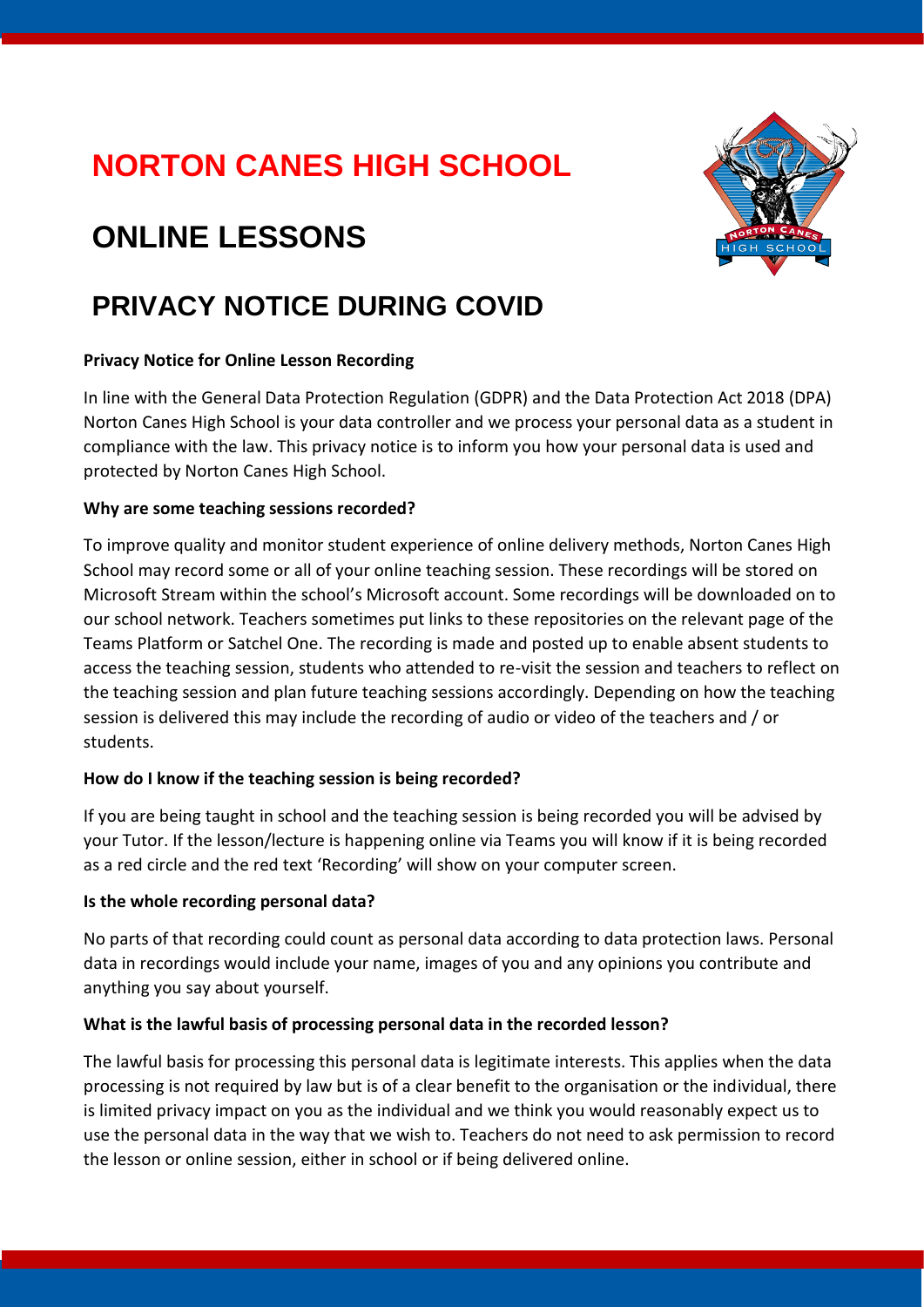# NORTON CANES HIGH SCHOOL

# ONLINE LESSONS

# PRIVACY NOTICE DURING COVID

**Privacy Notice for Online Lesson Recording**

In line with the General Data Protection Regulation (GDPR) and the Data Protection Act 2018 (DPA) Norton Canes High School is your data controller and we process your personal data as a student in compliance with the law. This privacy notice is to inform you how your personal data is used and protected by Norton Canes High School.

**Why are some teaching sessions recorded?**

To improve quality and monitor student experience of online delivery methods, Norton Canes High School may record some or all of your online teaching session. These recordings will be stored on Microsoft Stream within the school's Microsoft account. Some recordings will be downloaded on to our school network. Teachers sometimes put links to these repositories on the relevant page of the Teams Platform or Satchel One. The recording is made and posted up to enable absent students to access the teaching session, students who attended to re-visit the session and teachers to reflect on the teaching session and plan future teaching sessions accordingly. Depending on how the teaching session is delivered this may include the recording of audio or video of the teachers and / or students.

**How do I know if the teaching session is being recorded?**

If you are being taught in school and the teaching session is being recorded you will be advised by your Tutor. If the lesson/lecture is happening online via Teams you will know if it is being recorded as a red circle and the red text 'Recording' will show on your computer screen.

**Is the whole recording personal data?**

No parts of that recording could count as personal data according to data protection laws. Personal data in recordings would include your name, images of you and any opinions you contribute and anything you say about yourself.

**What is the lawful basis of processing personal data in the recorded lesson?**

The lawful basis for processing this personal data is legitimate interests. This applies when the data processing is not required by law but is of a clear benefit to the organisation or the individual, there is limited privacy impact on you as the individual and we think you would reasonably expect us to use the personal data in the way that we wish to. Teachers do not need to ask permission to record the lesson or online session, either in school or if being delivered online.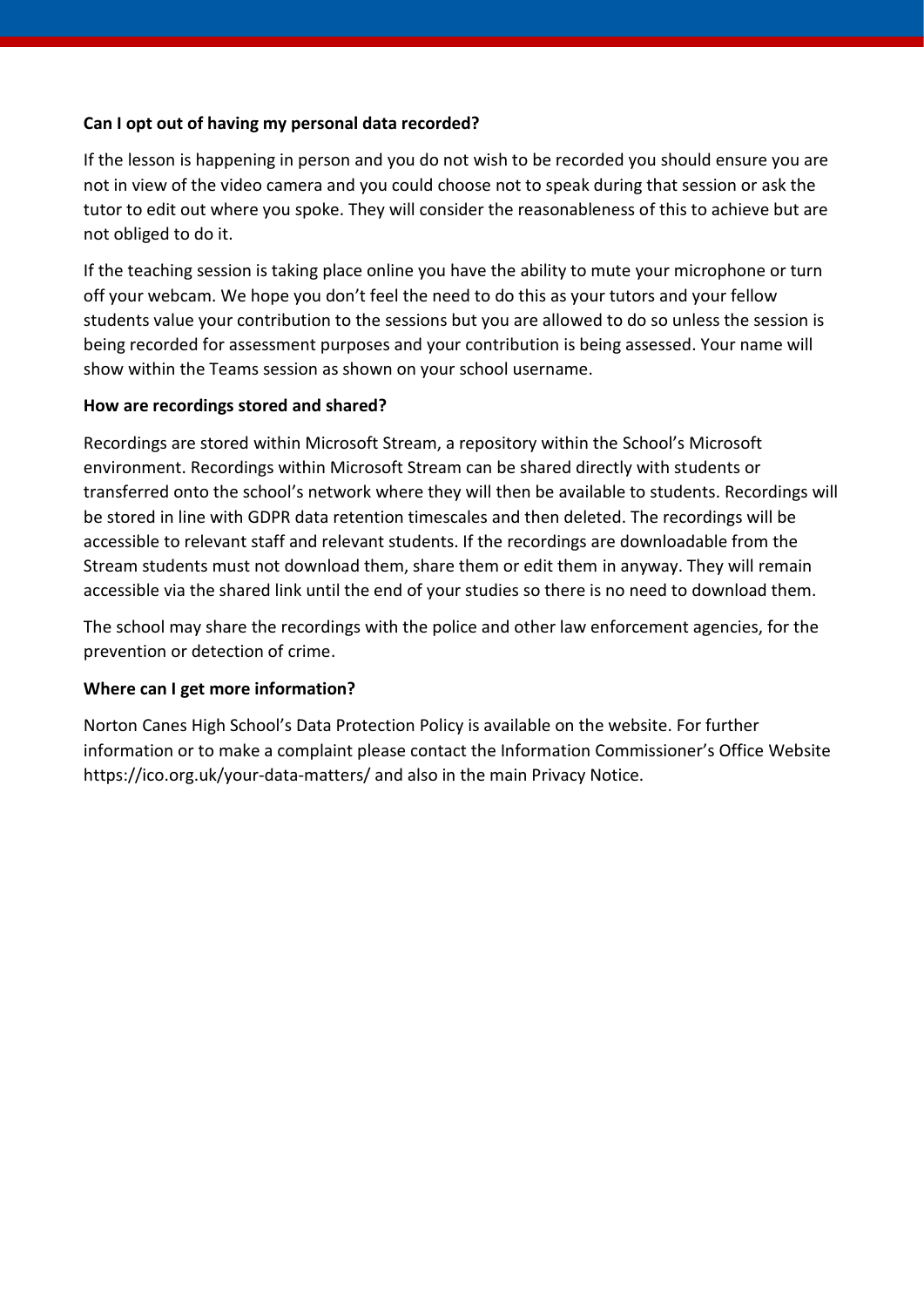**Can I opt out of having my personal data recorded?**

If the lesson is happening in person and you do not wish to be recorded you should ensure you are not in view of the video camera and you could choose not to speak during that session or ask the tutor to edit out where you spoke. They will consider the reasonableness of this to achieve but are not obliged to do it.

If the teaching session is taking place online you have the ability to mute your microphone or turn off your webcam. We hope you don't feel the need to do this as your tutors and your fellow students value your contribution to the sessions but you are allowed to do so unless the session is being recorded for assessment purposes and your contribution is being assessed. Your name will show within the Teams session as shown on your school username.

**How are recordings stored and shared?**

Recordings are stored within Microsoft Stream, a repository within the School's Microsoft environment. Recordings within Microsoft Stream can be shared directly with students or transferred onto the school's network where they will then be available to students. Recordings will be stored in line with GDPR data retention timescales and then deleted. The recordings will be accessible to relevant staff and relevant students. If the recordings are downloadable from the Stream students must not download them, share them or edit them in anyway. They will remain accessible via the shared link until the end of your studies so there is no need to download them.

The school may share the recordings with the police and other law enforcement agencies, for the prevention or detection of crime.

**Where can I get more information?**

Norton Canes High School's Data Protection Policy is available on the website. For further information or to make a complaint please contact the Information Commissioner's Office Website https://ico.org.uk/your-data-matters/ and also in the main Privacy Notice.